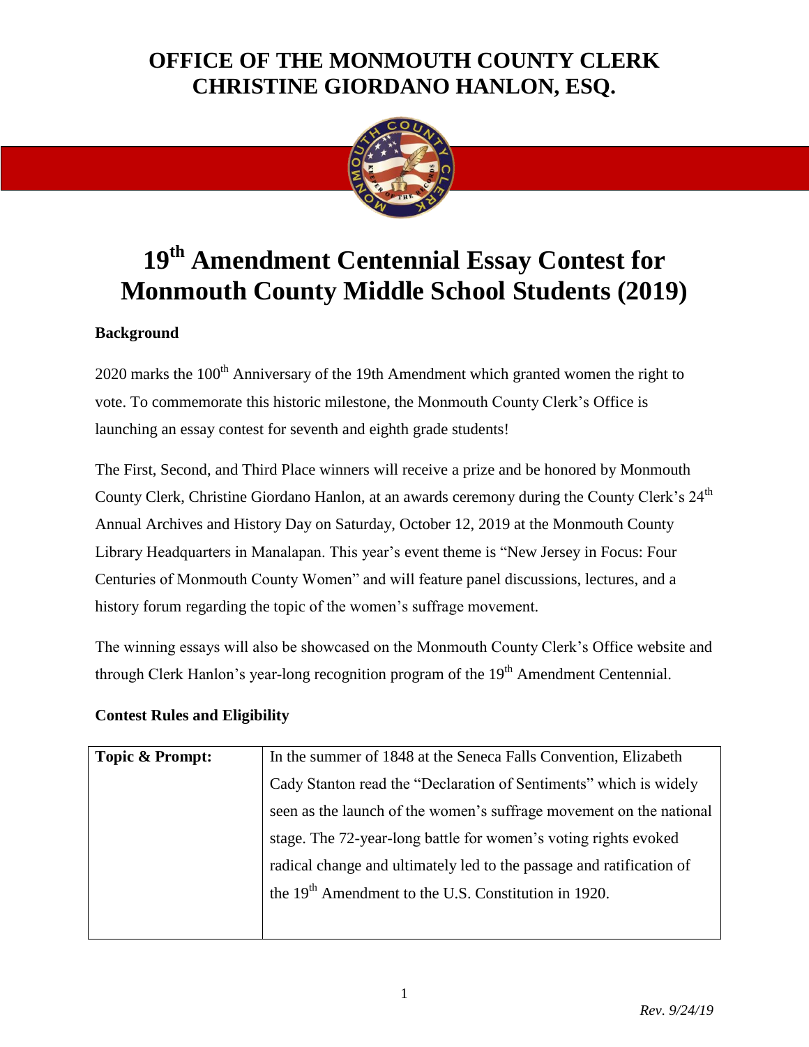# OFFICE OF THE MONMOUTH COUNTY CLERK
# CHRISTINE GIORDANO HANLON, ESQ.

## 19th Amendment Centennial Essay Contest for Monmouth County Middle School Students (2019)

**Background**

2020 marks the 100th Anniversary of the 19th Amendment which granted women the right to vote. To commemorate this historic milestone, the Monmouth County Clerk's Office is launching an essay contest for seventh and eighth grade students!

The First, Second, and Third Place winners will receive a prize and be honored by Monmouth County Clerk, Christine Giordano Hanlon, at an awards ceremony during the County Clerk's 24th Annual Archives and History Day on Saturday, October 12, 2019 at the Monmouth County Library Headquarters in Manalapan. This year's event theme is "New Jersey in Focus: Four Centuries of Monmouth County Women" and will feature panel discussions, lectures, and a history forum regarding the topic of the women's suffrage movement.

The winning essays will also be showcased on the Monmouth County Clerk's Office website and through Clerk Hanlon's year-long recognition program of the 19th Amendment Centennial.

**Contest Rules and Eligibility**

| | |
|---|---|
| **Topic & Prompt:** | In the summer of 1848 at the Seneca Falls Convention, Elizabeth Cady Stanton read the "Declaration of Sentiments" which is widely seen as the launch of the women's suffrage movement on the national stage. The 72-year-long battle for women's voting rights evoked radical change and ultimately led to the passage and ratification of the 19th Amendment to the U.S. Constitution in 1920. |

*Rev. 9/24/19*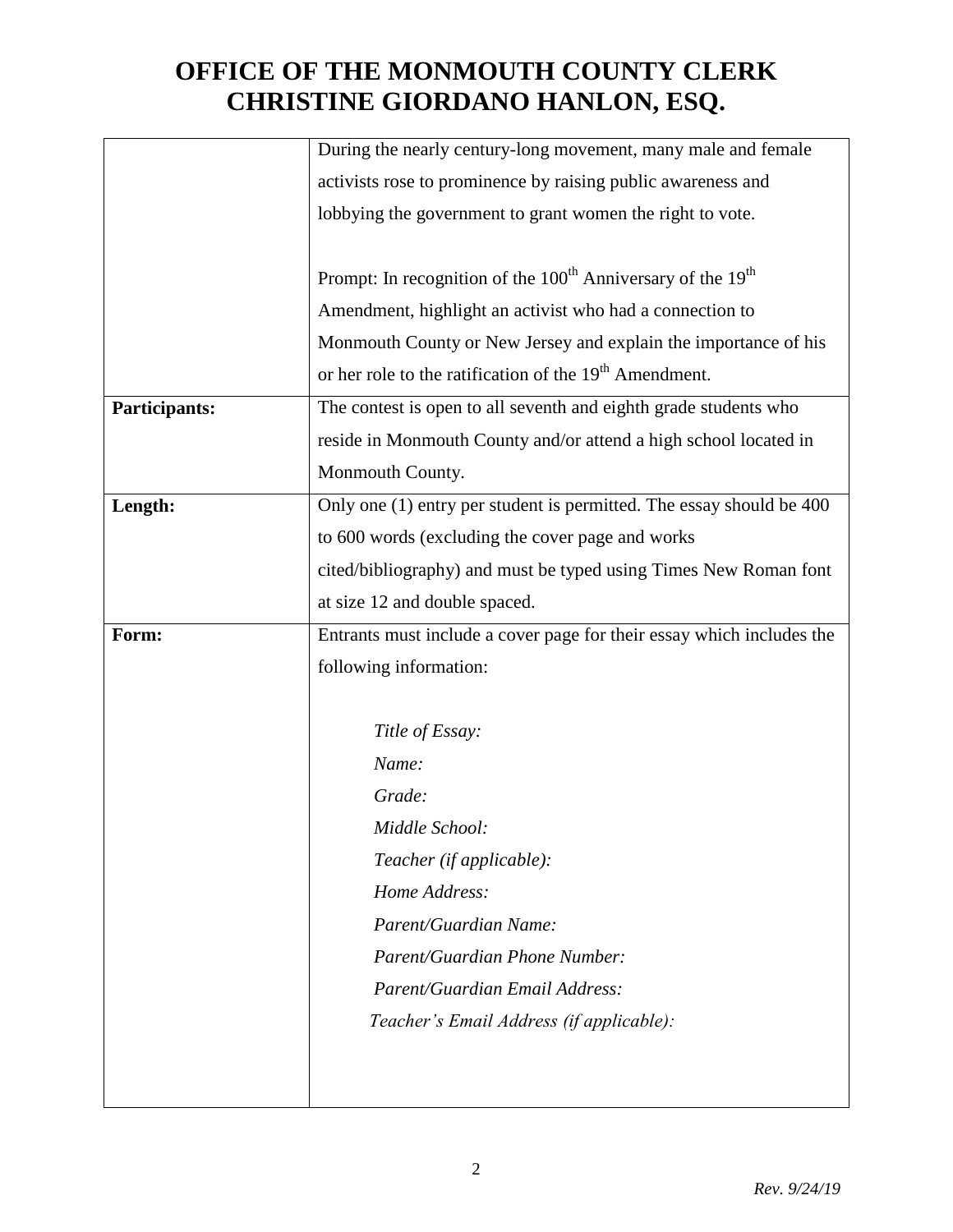# OFFICE OF THE MONMOUTH COUNTY CLERK
# CHRISTINE GIORDANO HANLON, ESQ.

| | |
|---|---|
| | During the nearly century-long movement, many male and female activists rose to prominence by raising public awareness and lobbying the government to grant women the right to vote.<br><br>Prompt: In recognition of the 100th Anniversary of the 19th Amendment, highlight an activist who had a connection to Monmouth County or New Jersey and explain the importance of his or her role to the ratification of the 19th Amendment. |
| **Participants:** | The contest is open to all seventh and eighth grade students who reside in Monmouth County and/or attend a high school located in Monmouth County. |
| **Length:** | Only one (1) entry per student is permitted. The essay should be 400 to 600 words (excluding the cover page and works cited/bibliography) and must be typed using Times New Roman font at size 12 and double spaced. |
| **Form:** | Entrants must include a cover page for their essay which includes the following information:<br><br>*Title of Essay:*<br>*Name:*<br>*Grade:*<br>*Middle School:*<br>*Teacher (if applicable):*<br>*Home Address:*<br>*Parent/Guardian Name:*<br>*Parent/Guardian Phone Number:*<br>*Parent/Guardian Email Address:*<br>*Teacher's Email Address (if applicable):* |

*Rev. 9/24/19*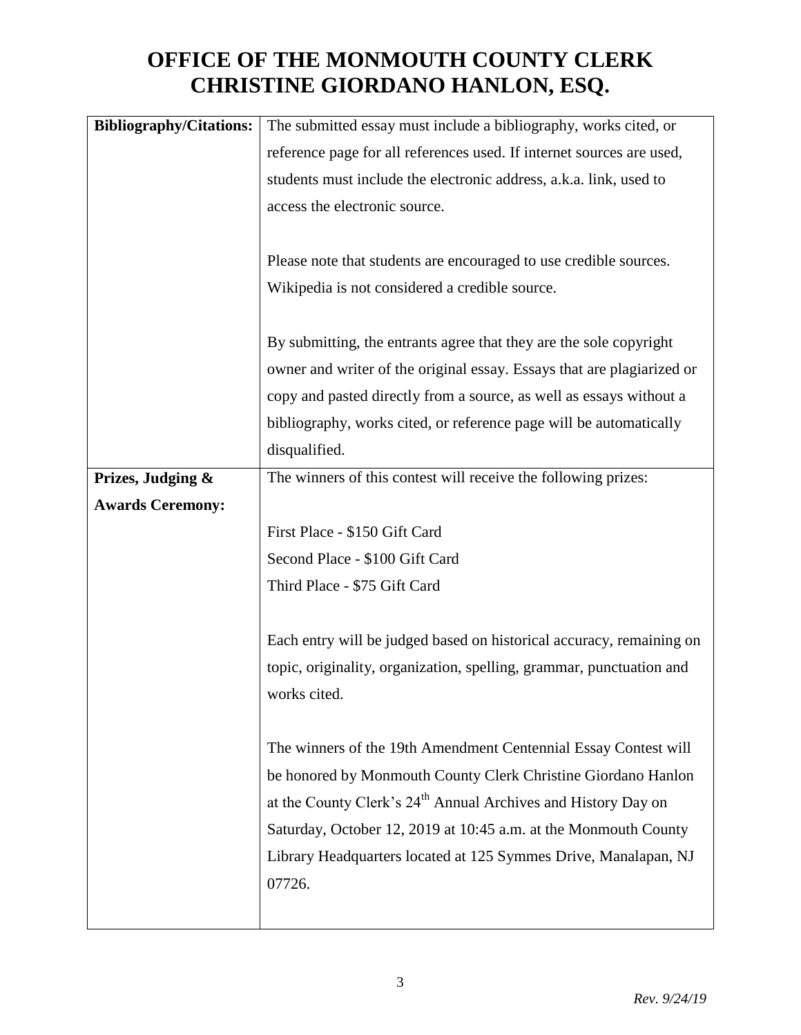# OFFICE OF THE MONMOUTH COUNTY CLERK
# CHRISTINE GIORDANO HANLON, ESQ.

| | |
|---|---|
| **Bibliography/Citations:** | The submitted essay must include a bibliography, works cited, or reference page for all references used. If internet sources are used, students must include the electronic address, a.k.a. link, used to access the electronic source.<br><br>Please note that students are encouraged to use credible sources. Wikipedia is not considered a credible source.<br><br>By submitting, the entrants agree that they are the sole copyright owner and writer of the original essay. Essays that are plagiarized or copy and pasted directly from a source, as well as essays without a bibliography, works cited, or reference page will be automatically disqualified. |
| **Prizes, Judging & Awards Ceremony:** | The winners of this contest will receive the following prizes:<br><br>First Place - \$150 Gift Card<br>Second Place - \$100 Gift Card<br>Third Place - \$75 Gift Card<br><br>Each entry will be judged based on historical accuracy, remaining on topic, originality, organization, spelling, grammar, punctuation and works cited.<br><br>The winners of the 19th Amendment Centennial Essay Contest will be honored by Monmouth County Clerk Christine Giordano Hanlon at the County Clerk's 24th Annual Archives and History Day on Saturday, October 12, 2019 at 10:45 a.m. at the Monmouth County Library Headquarters located at 125 Symmes Drive, Manalapan, NJ 07726. |

*Rev. 9/24/19*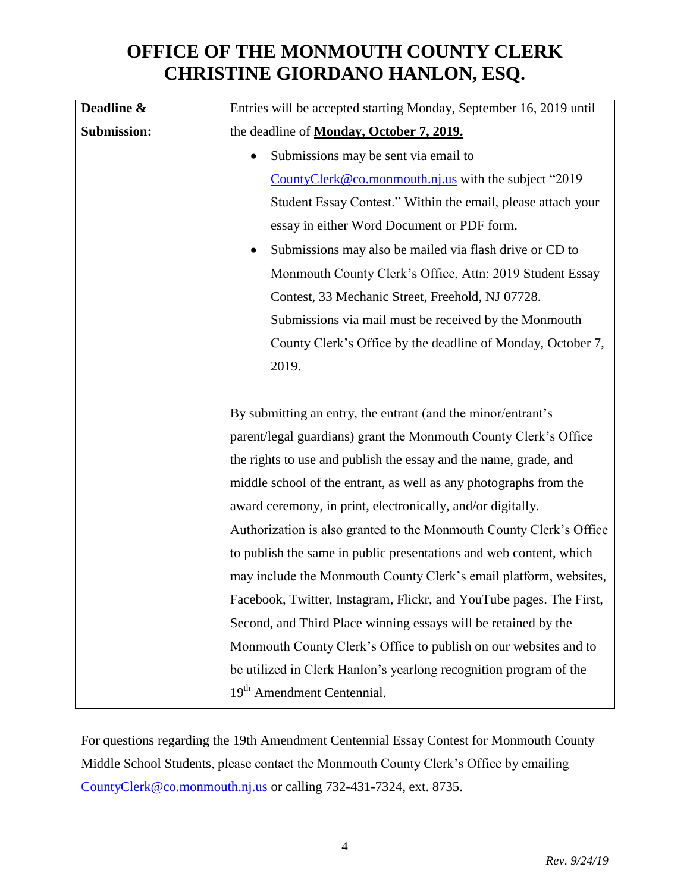# OFFICE OF THE MONMOUTH COUNTY CLERK
# CHRISTINE GIORDANO HANLON, ESQ.

| | |
|---|---|
| **Deadline & Submission:** | Entries will be accepted starting Monday, September 16, 2019 until the deadline of **Monday, October 7, 2019.**<br>• Submissions may be sent via email to CountyClerk@co.monmouth.nj.us with the subject "2019 Student Essay Contest." Within the email, please attach your essay in either Word Document or PDF form.<br>• Submissions may also be mailed via flash drive or CD to Monmouth County Clerk's Office, Attn: 2019 Student Essay Contest, 33 Mechanic Street, Freehold, NJ 07728. Submissions via mail must be received by the Monmouth County Clerk's Office by the deadline of Monday, October 7, 2019.<br><br>By submitting an entry, the entrant (and the minor/entrant's parent/legal guardians) grant the Monmouth County Clerk's Office the rights to use and publish the essay and the name, grade, and middle school of the entrant, as well as any photographs from the award ceremony, in print, electronically, and/or digitally. Authorization is also granted to the Monmouth County Clerk's Office to publish the same in public presentations and web content, which may include the Monmouth County Clerk's email platform, websites, Facebook, Twitter, Instagram, Flickr, and YouTube pages. The First, Second, and Third Place winning essays will be retained by the Monmouth County Clerk's Office to publish on our websites and to be utilized in Clerk Hanlon's yearlong recognition program of the 19th Amendment Centennial. |

For questions regarding the 19th Amendment Centennial Essay Contest for Monmouth County Middle School Students, please contact the Monmouth County Clerk's Office by emailing CountyClerk@co.monmouth.nj.us or calling 732-431-7324, ext. 8735.

*Rev. 9/24/19*